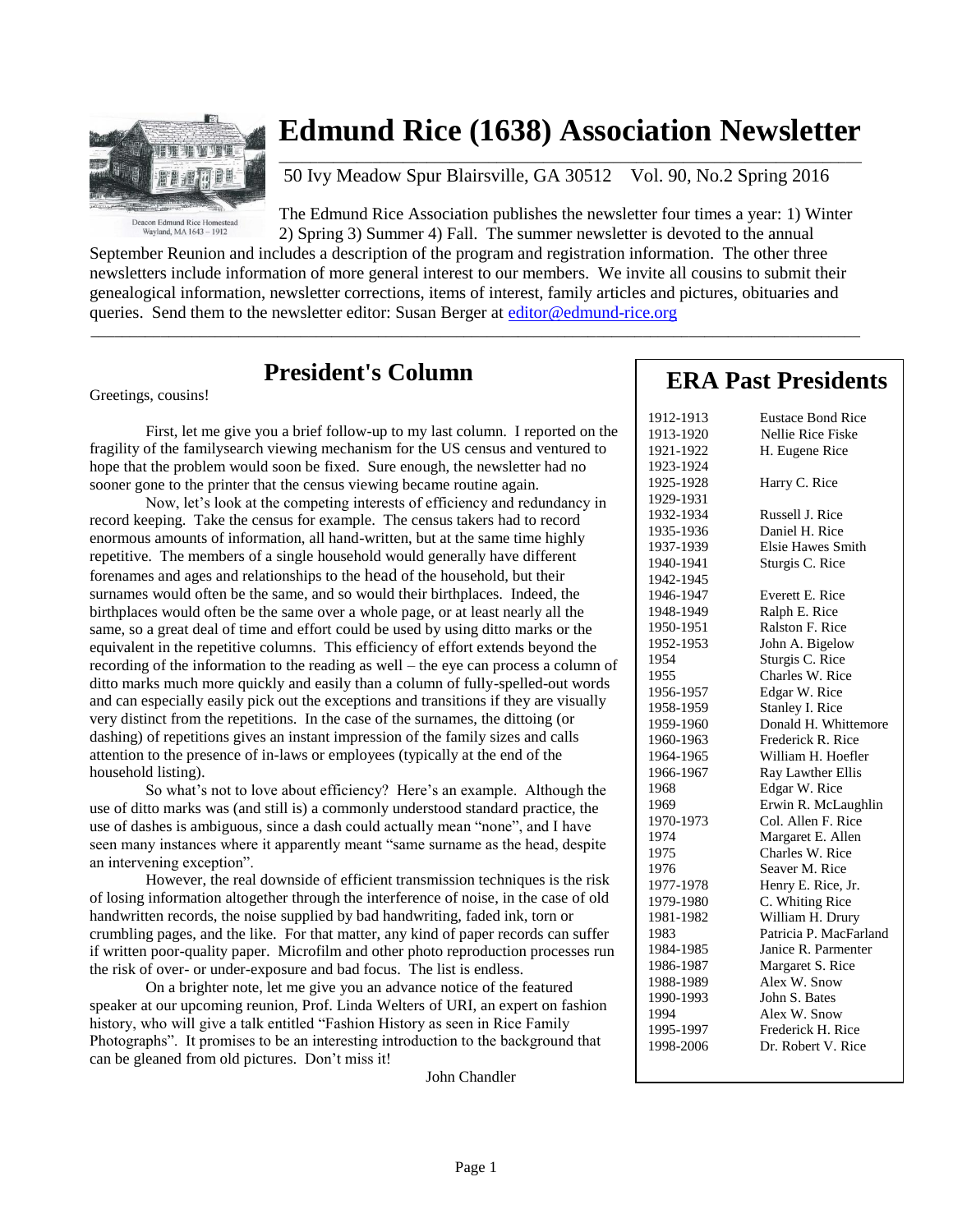# Edmund Rice (1638) Association Newsletter

50 Ivy Meadow Spur Blairsville, GA 30512 Vol. 90, No.2 Spring 2016

Deacon Edmund Rice Homestead
Wayland, MA 1643 – 1912

The Edmund Rice Association publishes the newsletter four times a year: 1) Winter 2) Spring 3) Summer 4) Fall. The summer newsletter is devoted to the annual September Reunion and includes a description of the program and registration information. The other three newsletters include information of more general interest to our members. We invite all cousins to submit their genealogical information, newsletter corrections, items of interest, family articles and pictures, obituaries and queries. Send them to the newsletter editor: Susan Berger at editor@edmund-rice.org

## President's Column

Greetings, cousins!

First, let me give you a brief follow-up to my last column. I reported on the fragility of the familysearch viewing mechanism for the US census and ventured to hope that the problem would soon be fixed. Sure enough, the newsletter had no sooner gone to the printer that the census viewing became routine again.

Now, let's look at the competing interests of efficiency and redundancy in record keeping. Take the census for example. The census takers had to record enormous amounts of information, all hand-written, but at the same time highly repetitive. The members of a single household would generally have different forenames and ages and relationships to the head of the household, but their surnames would often be the same, and so would their birthplaces. Indeed, the birthplaces would often be the same over a whole page, or at least nearly all the same, so a great deal of time and effort could be used by using ditto marks or the equivalent in the repetitive columns. This efficiency of effort extends beyond the recording of the information to the reading as well – the eye can process a column of ditto marks much more quickly and easily than a column of fully-spelled-out words and can especially easily pick out the exceptions and transitions if they are visually very distinct from the repetitions. In the case of the surnames, the dittoing (or dashing) of repetitions gives an instant impression of the family sizes and calls attention to the presence of in-laws or employees (typically at the end of the household listing).

So what's not to love about efficiency? Here's an example. Although the use of ditto marks was (and still is) a commonly understood standard practice, the use of dashes is ambiguous, since a dash could actually mean "none", and I have seen many instances where it apparently meant "same surname as the head, despite an intervening exception".

However, the real downside of efficient transmission techniques is the risk of losing information altogether through the interference of noise, in the case of old handwritten records, the noise supplied by bad handwriting, faded ink, torn or crumbling pages, and the like. For that matter, any kind of paper records can suffer if written poor-quality paper. Microfilm and other photo reproduction processes run the risk of over- or under-exposure and bad focus. The list is endless.

On a brighter note, let me give you an advance notice of the featured speaker at our upcoming reunion, Prof. Linda Welters of URI, an expert on fashion history, who will give a talk entitled "Fashion History as seen in Rice Family Photographs". It promises to be an interesting introduction to the background that can be gleaned from old pictures. Don't miss it!

John Chandler

## ERA Past Presidents

| | |
|---|---|
| 1912-1913 | Eustace Bond Rice |
| 1913-1920 | Nellie Rice Fiske |
| 1921-1922 | H. Eugene Rice |
| 1923-1924 | |
| 1925-1928 | Harry C. Rice |
| 1929-1931 | |
| 1932-1934 | Russell J. Rice |
| 1935-1936 | Daniel H. Rice |
| 1937-1939 | Elsie Hawes Smith |
| 1940-1941 | Sturgis C. Rice |
| 1942-1945 | |
| 1946-1947 | Everett E. Rice |
| 1948-1949 | Ralph E. Rice |
| 1950-1951 | Ralston F. Rice |
| 1952-1953 | John A. Bigelow |
| 1954 | Sturgis C. Rice |
| 1955 | Charles W. Rice |
| 1956-1957 | Edgar W. Rice |
| 1958-1959 | Stanley I. Rice |
| 1959-1960 | Donald H. Whittemore |
| 1960-1963 | Frederick R. Rice |
| 1964-1965 | William H. Hoefler |
| 1966-1967 | Ray Lawther Ellis |
| 1968 | Edgar W. Rice |
| 1969 | Erwin R. McLaughlin |
| 1970-1973 | Col. Allen F. Rice |
| 1974 | Margaret E. Allen |
| 1975 | Charles W. Rice |
| 1976 | Seaver M. Rice |
| 1977-1978 | Henry E. Rice, Jr. |
| 1979-1980 | C. Whiting Rice |
| 1981-1982 | William H. Drury |
| 1983 | Patricia P. MacFarland |
| 1984-1985 | Janice R. Parmenter |
| 1986-1987 | Margaret S. Rice |
| 1988-1989 | Alex W. Snow |
| 1990-1993 | John S. Bates |
| 1994 | Alex W. Snow |
| 1995-1997 | Frederick H. Rice |
| 1998-2006 | Dr. Robert V. Rice |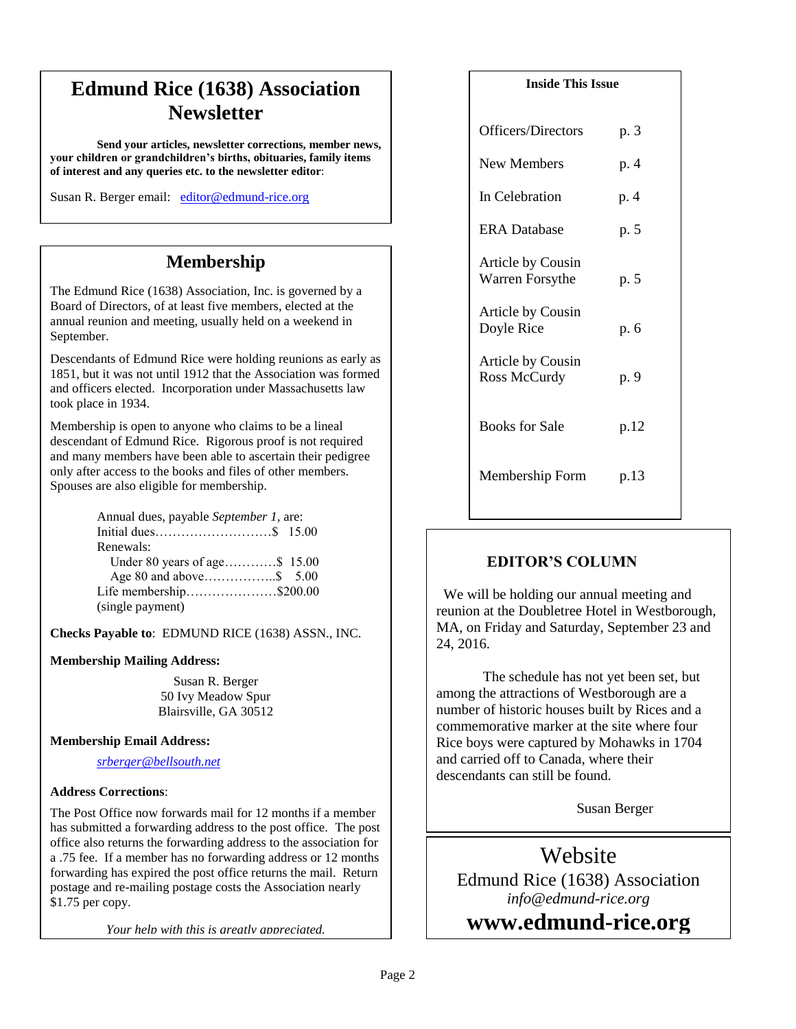# Edmund Rice (1638) Association Newsletter

**Send your articles, newsletter corrections, member news, your children or grandchildren's births, obituaries, family items of interest and any queries etc. to the newsletter editor**:

Susan R. Berger email: editor@edmund-rice.org

## Membership

The Edmund Rice (1638) Association, Inc. is governed by a Board of Directors, of at least five members, elected at the annual reunion and meeting, usually held on a weekend in September.

Descendants of Edmund Rice were holding reunions as early as 1851, but it was not until 1912 that the Association was formed and officers elected. Incorporation under Massachusetts law took place in 1934.

Membership is open to anyone who claims to be a lineal descendant of Edmund Rice. Rigorous proof is not required and many members have been able to ascertain their pedigree only after access to the books and files of other members. Spouses are also eligible for membership.

Annual dues, payable *September 1*, are:
Initial dues……………………….$ 15.00
Renewals:
Under 80 years of age…………$ 15.00
Age 80 and above……………..$ 5.00
Life membership…………………$200.00
(single payment)

**Checks Payable to**: EDMUND RICE (1638) ASSN., INC.

**Membership Mailing Address:**

Susan R. Berger
50 Ivy Meadow Spur
Blairsville, GA 30512

**Membership Email Address:**

*srberger@bellsouth.net*

**Address Corrections**:

The Post Office now forwards mail for 12 months if a member has submitted a forwarding address to the post office. The post office also returns the forwarding address to the association for a .75 fee. If a member has no forwarding address or 12 months forwarding has expired the post office returns the mail. Return postage and re-mailing postage costs the Association nearly $1.75 per copy.

*Your help with this is greatly appreciated.*

**Inside This Issue**

| | |
|---|---|
| Officers/Directors | p. 3 |
| New Members | p. 4 |
| In Celebration | p. 4 |
| ERA Database | p. 5 |
| Article by Cousin Warren Forsythe | p. 5 |
| Article by Cousin Doyle Rice | p. 6 |
| Article by Cousin Ross McCurdy | p. 9 |
| Books for Sale | p.12 |
| Membership Form | p.13 |

## EDITOR'S COLUMN

We will be holding our annual meeting and reunion at the Doubletree Hotel in Westborough, MA, on Friday and Saturday, September 23 and 24, 2016.

The schedule has not yet been set, but among the attractions of Westborough are a number of historic houses built by Rices and a commemorative marker at the site where four Rice boys were captured by Mohawks in 1704 and carried off to Canada, where their descendants can still be found.

Susan Berger

## Website

Edmund Rice (1638) Association
*info@edmund-rice.org*
**www.edmund-rice.org**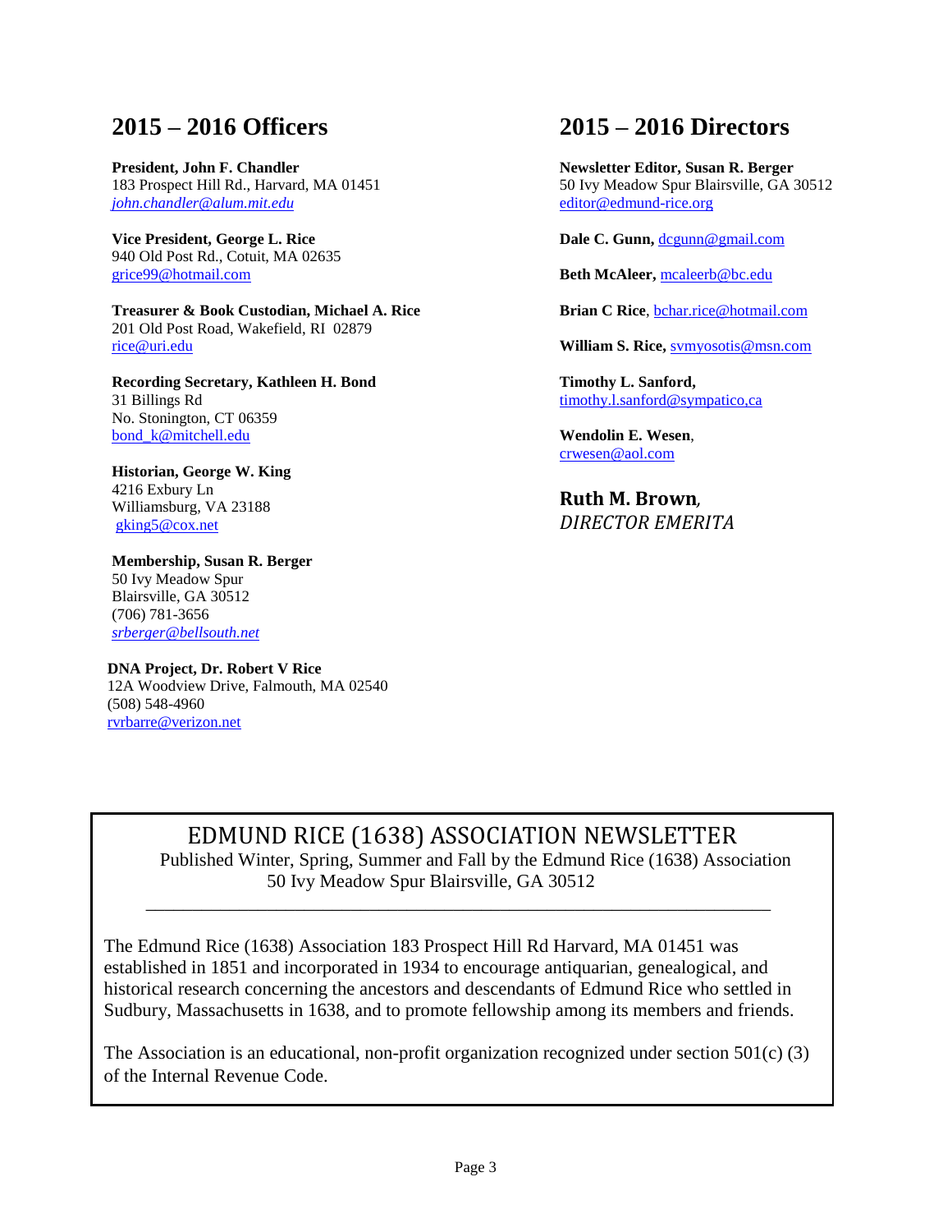## 2015 – 2016 Officers

**President, John F. Chandler**
183 Prospect Hill Rd., Harvard, MA 01451
*john.chandler@alum.mit.edu*

**Vice President, George L. Rice**
940 Old Post Rd., Cotuit, MA 02635
grice99@hotmail.com

**Treasurer & Book Custodian, Michael A. Rice**
201 Old Post Road, Wakefield, RI 02879
rice@uri.edu

**Recording Secretary, Kathleen H. Bond**
31 Billings Rd
No. Stonington, CT 06359
bond_k@mitchell.edu

**Historian, George W. King**
4216 Exbury Ln
Williamsburg, VA 23188
gking5@cox.net

**Membership, Susan R. Berger**
50 Ivy Meadow Spur
Blairsville, GA 30512
(706) 781-3656
*srberger@bellsouth.net*

**DNA Project, Dr. Robert V Rice**
12A Woodview Drive, Falmouth, MA 02540
(508) 548-4960
rvrbarre@verizon.net

## 2015 – 2016 Directors

**Newsletter Editor, Susan R. Berger**
50 Ivy Meadow Spur Blairsville, GA 30512
editor@edmund-rice.org

**Dale C. Gunn,** dcgunn@gmail.com

**Beth McAleer,** mcaleerb@bc.edu

**Brian C Rice**, bchar.rice@hotmail.com

**William S. Rice,** svmyosotis@msn.com

**Timothy L. Sanford,**
timothy.l.sanford@sympatico,ca

**Wendolin E. Wesen**,
crwesen@aol.com

**Ruth M. Brown***,*
*DIRECTOR EMERITA*

---

EDMUND RICE (1638) ASSOCIATION NEWSLETTER
Published Winter, Spring, Summer and Fall by the Edmund Rice (1638) Association
50 Ivy Meadow Spur Blairsville, GA 30512

The Edmund Rice (1638) Association 183 Prospect Hill Rd Harvard, MA 01451 was established in 1851 and incorporated in 1934 to encourage antiquarian, genealogical, and historical research concerning the ancestors and descendants of Edmund Rice who settled in Sudbury, Massachusetts in 1638, and to promote fellowship among its members and friends.

The Association is an educational, non-profit organization recognized under section 501(c) (3) of the Internal Revenue Code.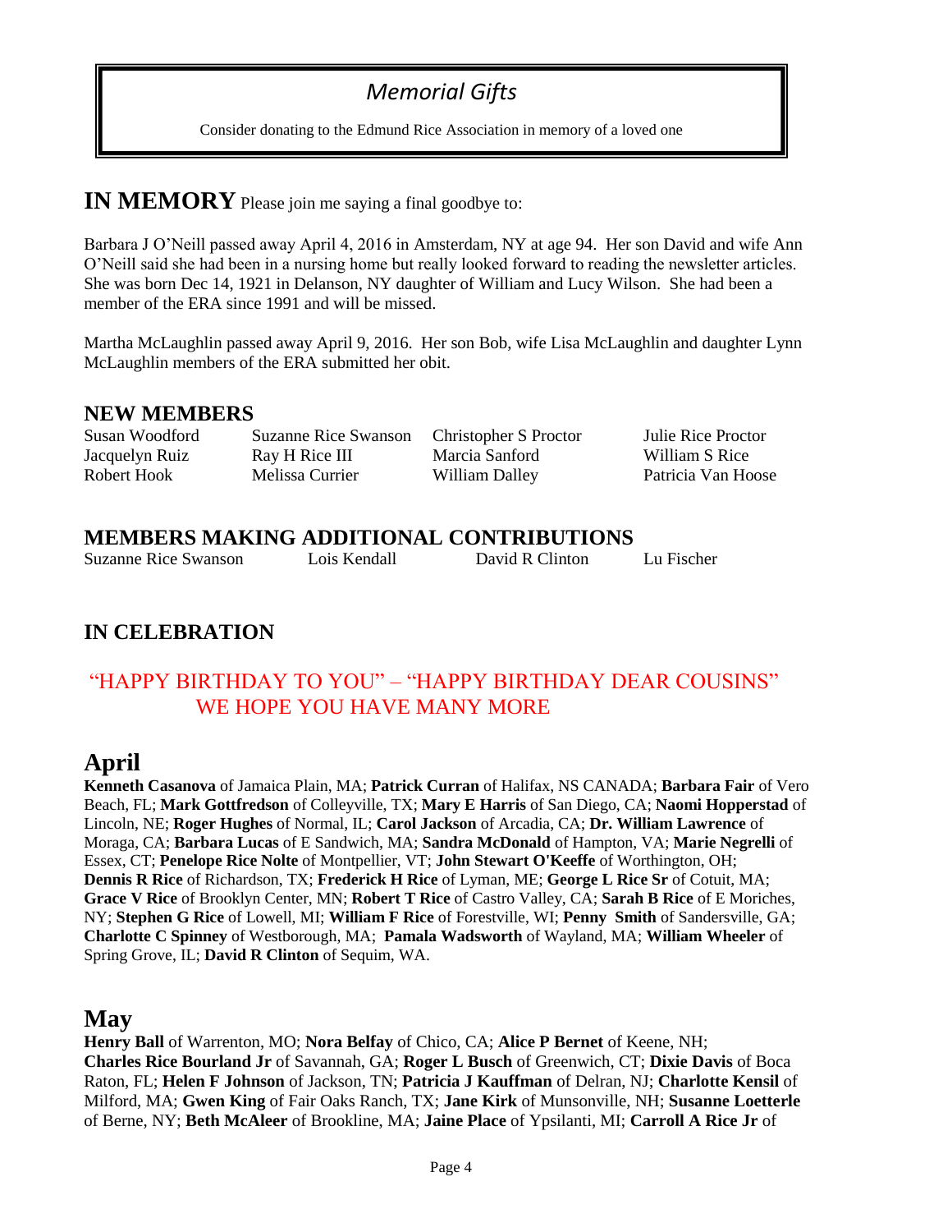## *Memorial Gifts*

Consider donating to the Edmund Rice Association in memory of a loved one

# IN MEMORY

Please join me saying a final goodbye to:

Barbara J O'Neill passed away April 4, 2016 in Amsterdam, NY at age 94. Her son David and wife Ann O'Neill said she had been in a nursing home but really looked forward to reading the newsletter articles. She was born Dec 14, 1921 in Delanson, NY daughter of William and Lucy Wilson. She had been a member of the ERA since 1991 and will be missed.

Martha McLaughlin passed away April 9, 2016. Her son Bob, wife Lisa McLaughlin and daughter Lynn McLaughlin members of the ERA submitted her obit.

## NEW MEMBERS

Susan Woodford, Suzanne Rice Swanson, Christopher S Proctor, Julie Rice Proctor, Jacquelyn Ruiz, Ray H Rice III, Marcia Sanford, William S Rice, Robert Hook, Melissa Currier, William Dalley, Patricia Van Hoose

## MEMBERS MAKING ADDITIONAL CONTRIBUTIONS

Suzanne Rice Swanson, Lois Kendall, David R Clinton, Lu Fischer

## IN CELEBRATION

"HAPPY BIRTHDAY TO YOU" – "HAPPY BIRTHDAY DEAR COUSINS"
WE HOPE YOU HAVE MANY MORE

# April

**Kenneth Casanova** of Jamaica Plain, MA; **Patrick Curran** of Halifax, NS CANADA; **Barbara Fair** of Vero Beach, FL; **Mark Gottfredson** of Colleyville, TX; **Mary E Harris** of San Diego, CA; **Naomi Hopperstad** of Lincoln, NE; **Roger Hughes** of Normal, IL; **Carol Jackson** of Arcadia, CA; **Dr. William Lawrence** of Moraga, CA; **Barbara Lucas** of E Sandwich, MA; **Sandra McDonald** of Hampton, VA; **Marie Negrelli** of Essex, CT; **Penelope Rice Nolte** of Montpellier, VT; **John Stewart O'Keeffe** of Worthington, OH; **Dennis R Rice** of Richardson, TX; **Frederick H Rice** of Lyman, ME; **George L Rice Sr** of Cotuit, MA; **Grace V Rice** of Brooklyn Center, MN; **Robert T Rice** of Castro Valley, CA; **Sarah B Rice** of E Moriches, NY; **Stephen G Rice** of Lowell, MI; **William F Rice** of Forestville, WI; **Penny Smith** of Sandersville, GA; **Charlotte C Spinney** of Westborough, MA; **Pamala Wadsworth** of Wayland, MA; **William Wheeler** of Spring Grove, IL; **David R Clinton** of Sequim, WA.

# May

**Henry Ball** of Warrenton, MO; **Nora Belfay** of Chico, CA; **Alice P Bernet** of Keene, NH; **Charles Rice Bourland Jr** of Savannah, GA; **Roger L Busch** of Greenwich, CT; **Dixie Davis** of Boca Raton, FL; **Helen F Johnson** of Jackson, TN; **Patricia J Kauffman** of Delran, NJ; **Charlotte Kensil** of Milford, MA; **Gwen King** of Fair Oaks Ranch, TX; **Jane Kirk** of Munsonville, NH; **Susanne Loetterle** of Berne, NY; **Beth McAleer** of Brookline, MA; **Jaine Place** of Ypsilanti, MI; **Carroll A Rice Jr** of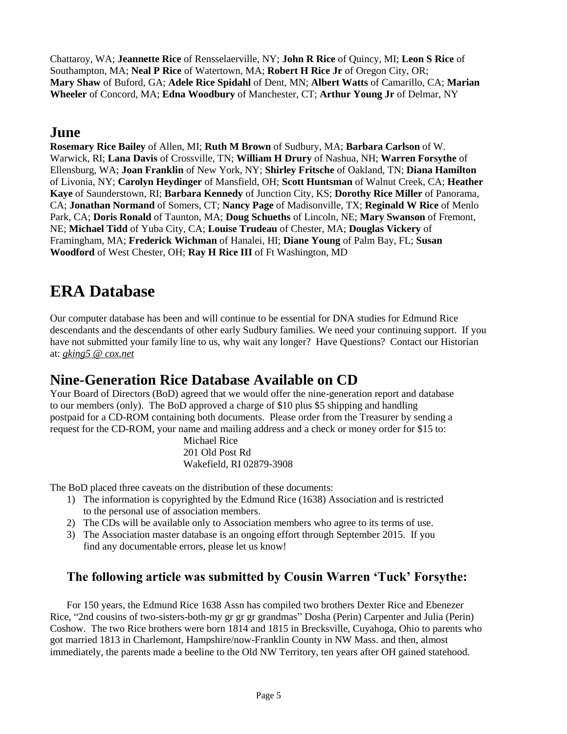Chattaroy, WA; **Jeannette Rice** of Rensselaerville, NY; **John R Rice** of Quincy, MI; **Leon S Rice** of Southampton, MA; **Neal P Rice** of Watertown, MA; **Robert H Rice Jr** of Oregon City, OR; **Mary Shaw** of Buford, GA; **Adele Rice Spidahl** of Dent, MN; **Albert Watts** of Camarillo, CA; **Marian Wheeler** of Concord, MA; **Edna Woodbury** of Manchester, CT; **Arthur Young Jr** of Delmar, NY

## June

**Rosemary Rice Bailey** of Allen, MI; **Ruth M Brown** of Sudbury, MA; **Barbara Carlson** of W. Warwick, RI; **Lana Davis** of Crossville, TN; **William H Drury** of Nashua, NH; **Warren Forsythe** of Ellensburg, WA; **Joan Franklin** of New York, NY; **Shirley Fritsche** of Oakland, TN; **Diana Hamilton** of Livonia, NY; **Carolyn Heydinger** of Mansfield, OH; **Scott Huntsman** of Walnut Creek, CA; **Heather Kaye** of Saunderstown, RI; **Barbara Kennedy** of Junction City, KS; **Dorothy Rice Miller** of Panorama, CA; **Jonathan Normand** of Somers, CT; **Nancy Page** of Madisonville, TX; **Reginald W Rice** of Menlo Park, CA; **Doris Ronald** of Taunton, MA; **Doug Schueths** of Lincoln, NE; **Mary Swanson** of Fremont, NE; **Michael Tidd** of Yuba City, CA; **Louise Trudeau** of Chester, MA; **Douglas Vickery** of Framingham, MA; **Frederick Wichman** of Hanalei, HI; **Diane Young** of Palm Bay, FL; **Susan Woodford** of West Chester, OH; **Ray H Rice III** of Ft Washington, MD

# ERA Database

Our computer database has been and will continue to be essential for DNA studies for Edmund Rice descendants and the descendants of other early Sudbury families. We need your continuing support. If you have not submitted your family line to us, why wait any longer? Have Questions? Contact our Historian at: *gking5 @ cox.net*

## Nine-Generation Rice Database Available on CD

Your Board of Directors (BoD) agreed that we would offer the nine-generation report and database to our members (only). The BoD approved a charge of $10 plus $5 shipping and handling postpaid for a CD-ROM containing both documents. Please order from the Treasurer by sending a request for the CD-ROM, your name and mailing address and a check or money order for $15 to:

Michael Rice
201 Old Post Rd
Wakefield, RI 02879-3908

The BoD placed three caveats on the distribution of these documents:

1) The information is copyrighted by the Edmund Rice (1638) Association and is restricted to the personal use of association members.
2) The CDs will be available only to Association members who agree to its terms of use.
3) The Association master database is an ongoing effort through September 2015. If you find any documentable errors, please let us know!

### The following article was submitted by Cousin Warren 'Tuck' Forsythe:

For 150 years, the Edmund Rice 1638 Assn has compiled two brothers Dexter Rice and Ebenezer Rice, "2nd cousins of two-sisters-both-my gr gr gr grandmas" Dosha (Perin) Carpenter and Julia (Perin) Coshow. The two Rice brothers were born 1814 and 1815 in Brecksville, Cuyahoga, Ohio to parents who got married 1813 in Charlemont, Hampshire/now-Franklin County in NW Mass. and then, almost immediately, the parents made a beeline to the Old NW Territory, ten years after OH gained statehood.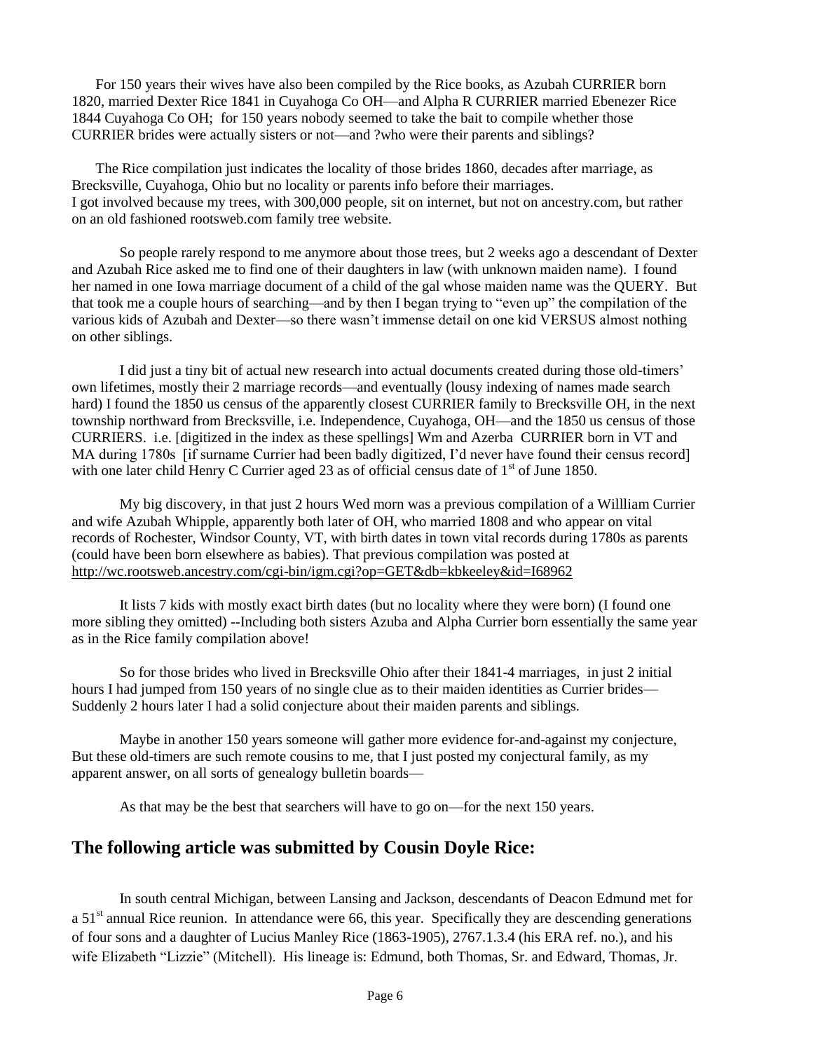For 150 years their wives have also been compiled by the Rice books, as Azubah CURRIER born 1820, married Dexter Rice 1841 in Cuyahoga Co OH—and Alpha R CURRIER married Ebenezer Rice 1844 Cuyahoga Co OH; for 150 years nobody seemed to take the bait to compile whether those CURRIER brides were actually sisters or not—and ?who were their parents and siblings?

The Rice compilation just indicates the locality of those brides 1860, decades after marriage, as Brecksville, Cuyahoga, Ohio but no locality or parents info before their marriages.
I got involved because my trees, with 300,000 people, sit on internet, but not on ancestry.com, but rather on an old fashioned rootsweb.com family tree website.

So people rarely respond to me anymore about those trees, but 2 weeks ago a descendant of Dexter and Azubah Rice asked me to find one of their daughters in law (with unknown maiden name). I found her named in one Iowa marriage document of a child of the gal whose maiden name was the QUERY. But that took me a couple hours of searching—and by then I began trying to "even up" the compilation of the various kids of Azubah and Dexter—so there wasn't immense detail on one kid VERSUS almost nothing on other siblings.

I did just a tiny bit of actual new research into actual documents created during those old-timers' own lifetimes, mostly their 2 marriage records—and eventually (lousy indexing of names made search hard) I found the 1850 us census of the apparently closest CURRIER family to Brecksville OH, in the next township northward from Brecksville, i.e. Independence, Cuyahoga, OH—and the 1850 us census of those CURRIERS. i.e. [digitized in the index as these spellings] Wm and Azerba CURRIER born in VT and MA during 1780s [if surname Currier had been badly digitized, I'd never have found their census record] with one later child Henry C Currier aged 23 as of official census date of 1st of June 1850.

My big discovery, in that just 2 hours Wed morn was a previous compilation of a Willliam Currier and wife Azubah Whipple, apparently both later of OH, who married 1808 and who appear on vital records of Rochester, Windsor County, VT, with birth dates in town vital records during 1780s as parents (could have been born elsewhere as babies). That previous compilation was posted at http://wc.rootsweb.ancestry.com/cgi-bin/igm.cgi?op=GET&db=kbkeeley&id=I68962

It lists 7 kids with mostly exact birth dates (but no locality where they were born) (I found one more sibling they omitted) --Including both sisters Azuba and Alpha Currier born essentially the same year as in the Rice family compilation above!

So for those brides who lived in Brecksville Ohio after their 1841-4 marriages, in just 2 initial hours I had jumped from 150 years of no single clue as to their maiden identities as Currier brides— Suddenly 2 hours later I had a solid conjecture about their maiden parents and siblings.

Maybe in another 150 years someone will gather more evidence for-and-against my conjecture, But these old-timers are such remote cousins to me, that I just posted my conjectural family, as my apparent answer, on all sorts of genealogy bulletin boards—

As that may be the best that searchers will have to go on—for the next 150 years.

## The following article was submitted by Cousin Doyle Rice:

In south central Michigan, between Lansing and Jackson, descendants of Deacon Edmund met for a 51st annual Rice reunion. In attendance were 66, this year. Specifically they are descending generations of four sons and a daughter of Lucius Manley Rice (1863-1905), 2767.1.3.4 (his ERA ref. no.), and his wife Elizabeth "Lizzie" (Mitchell). His lineage is: Edmund, both Thomas, Sr. and Edward, Thomas, Jr.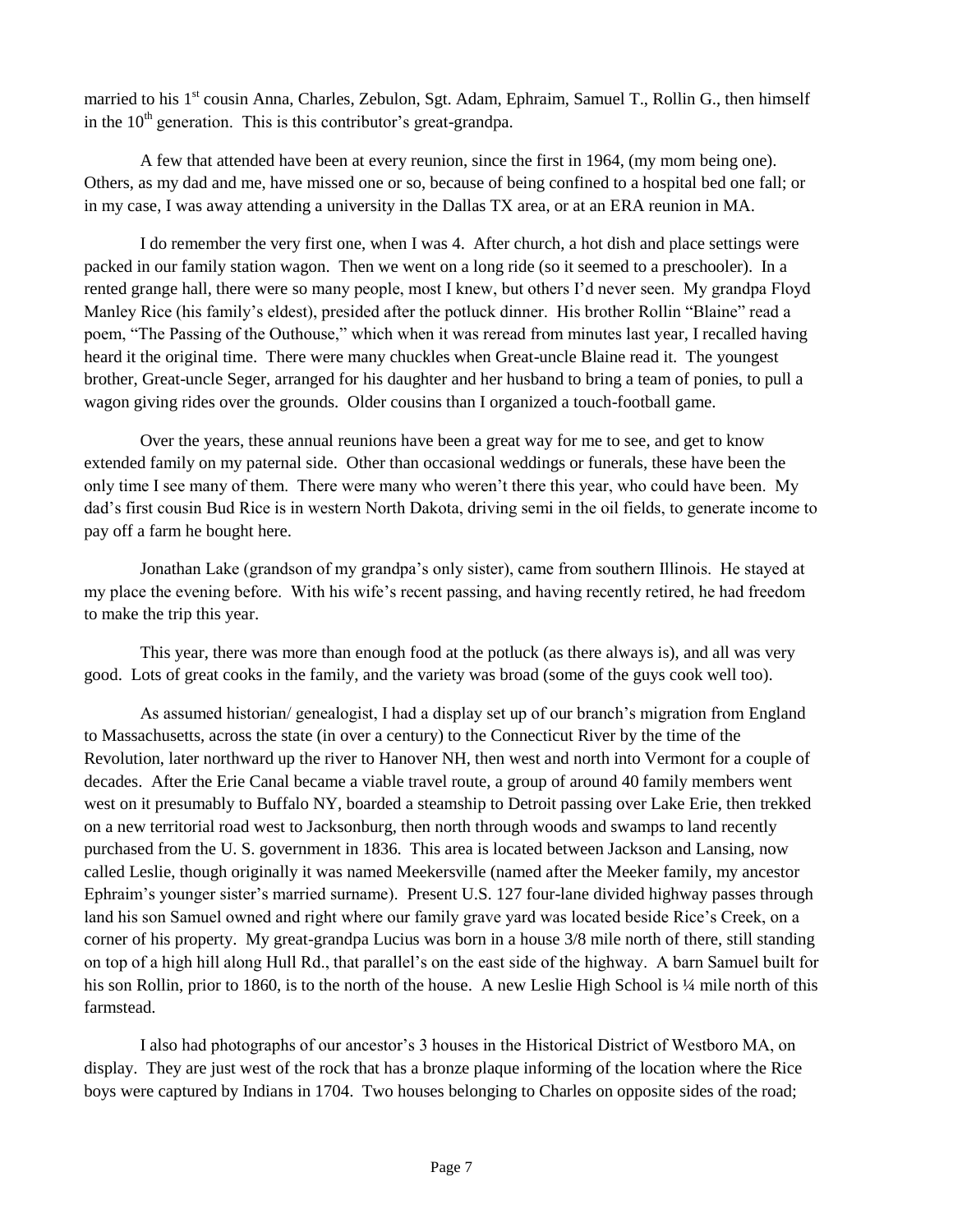married to his 1st cousin Anna, Charles, Zebulon, Sgt. Adam, Ephraim, Samuel T., Rollin G., then himself in the 10th generation. This is this contributor's great-grandpa.

A few that attended have been at every reunion, since the first in 1964, (my mom being one). Others, as my dad and me, have missed one or so, because of being confined to a hospital bed one fall; or in my case, I was away attending a university in the Dallas TX area, or at an ERA reunion in MA.

I do remember the very first one, when I was 4. After church, a hot dish and place settings were packed in our family station wagon. Then we went on a long ride (so it seemed to a preschooler). In a rented grange hall, there were so many people, most I knew, but others I'd never seen. My grandpa Floyd Manley Rice (his family's eldest), presided after the potluck dinner. His brother Rollin "Blaine" read a poem, "The Passing of the Outhouse," which when it was reread from minutes last year, I recalled having heard it the original time. There were many chuckles when Great-uncle Blaine read it. The youngest brother, Great-uncle Seger, arranged for his daughter and her husband to bring a team of ponies, to pull a wagon giving rides over the grounds. Older cousins than I organized a touch-football game.

Over the years, these annual reunions have been a great way for me to see, and get to know extended family on my paternal side. Other than occasional weddings or funerals, these have been the only time I see many of them. There were many who weren't there this year, who could have been. My dad's first cousin Bud Rice is in western North Dakota, driving semi in the oil fields, to generate income to pay off a farm he bought here.

Jonathan Lake (grandson of my grandpa's only sister), came from southern Illinois. He stayed at my place the evening before. With his wife's recent passing, and having recently retired, he had freedom to make the trip this year.

This year, there was more than enough food at the potluck (as there always is), and all was very good. Lots of great cooks in the family, and the variety was broad (some of the guys cook well too).

As assumed historian/ genealogist, I had a display set up of our branch's migration from England to Massachusetts, across the state (in over a century) to the Connecticut River by the time of the Revolution, later northward up the river to Hanover NH, then west and north into Vermont for a couple of decades. After the Erie Canal became a viable travel route, a group of around 40 family members went west on it presumably to Buffalo NY, boarded a steamship to Detroit passing over Lake Erie, then trekked on a new territorial road west to Jacksonburg, then north through woods and swamps to land recently purchased from the U. S. government in 1836. This area is located between Jackson and Lansing, now called Leslie, though originally it was named Meekersville (named after the Meeker family, my ancestor Ephraim's younger sister's married surname). Present U.S. 127 four-lane divided highway passes through land his son Samuel owned and right where our family grave yard was located beside Rice's Creek, on a corner of his property. My great-grandpa Lucius was born in a house 3/8 mile north of there, still standing on top of a high hill along Hull Rd., that parallel's on the east side of the highway. A barn Samuel built for his son Rollin, prior to 1860, is to the north of the house. A new Leslie High School is ¼ mile north of this farmstead.

I also had photographs of our ancestor's 3 houses in the Historical District of Westboro MA, on display. They are just west of the rock that has a bronze plaque informing of the location where the Rice boys were captured by Indians in 1704. Two houses belonging to Charles on opposite sides of the road;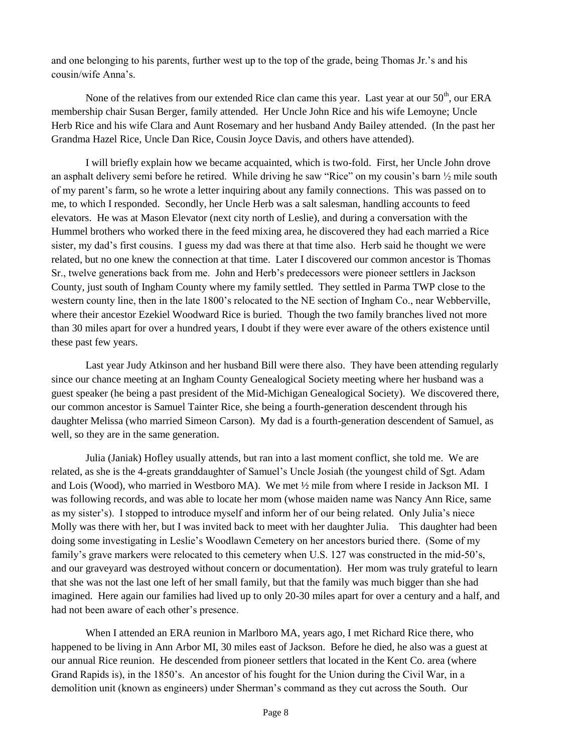and one belonging to his parents, further west up to the top of the grade, being Thomas Jr.'s and his cousin/wife Anna's.

None of the relatives from our extended Rice clan came this year. Last year at our 50th, our ERA membership chair Susan Berger, family attended. Her Uncle John Rice and his wife Lemoyne; Uncle Herb Rice and his wife Clara and Aunt Rosemary and her husband Andy Bailey attended. (In the past her Grandma Hazel Rice, Uncle Dan Rice, Cousin Joyce Davis, and others have attended).

I will briefly explain how we became acquainted, which is two-fold. First, her Uncle John drove an asphalt delivery semi before he retired. While driving he saw "Rice" on my cousin's barn ½ mile south of my parent's farm, so he wrote a letter inquiring about any family connections. This was passed on to me, to which I responded. Secondly, her Uncle Herb was a salt salesman, handling accounts to feed elevators. He was at Mason Elevator (next city north of Leslie), and during a conversation with the Hummel brothers who worked there in the feed mixing area, he discovered they had each married a Rice sister, my dad's first cousins. I guess my dad was there at that time also. Herb said he thought we were related, but no one knew the connection at that time. Later I discovered our common ancestor is Thomas Sr., twelve generations back from me. John and Herb's predecessors were pioneer settlers in Jackson County, just south of Ingham County where my family settled. They settled in Parma TWP close to the western county line, then in the late 1800's relocated to the NE section of Ingham Co., near Webberville, where their ancestor Ezekiel Woodward Rice is buried. Though the two family branches lived not more than 30 miles apart for over a hundred years, I doubt if they were ever aware of the others existence until these past few years.

Last year Judy Atkinson and her husband Bill were there also. They have been attending regularly since our chance meeting at an Ingham County Genealogical Society meeting where her husband was a guest speaker (he being a past president of the Mid-Michigan Genealogical Society). We discovered there, our common ancestor is Samuel Tainter Rice, she being a fourth-generation descendent through his daughter Melissa (who married Simeon Carson). My dad is a fourth-generation descendent of Samuel, as well, so they are in the same generation.

Julia (Janiak) Hofley usually attends, but ran into a last moment conflict, she told me. We are related, as she is the 4-greats granddaughter of Samuel's Uncle Josiah (the youngest child of Sgt. Adam and Lois (Wood), who married in Westboro MA). We met ½ mile from where I reside in Jackson MI. I was following records, and was able to locate her mom (whose maiden name was Nancy Ann Rice, same as my sister's). I stopped to introduce myself and inform her of our being related. Only Julia's niece Molly was there with her, but I was invited back to meet with her daughter Julia. This daughter had been doing some investigating in Leslie's Woodlawn Cemetery on her ancestors buried there. (Some of my family's grave markers were relocated to this cemetery when U.S. 127 was constructed in the mid-50's, and our graveyard was destroyed without concern or documentation). Her mom was truly grateful to learn that she was not the last one left of her small family, but that the family was much bigger than she had imagined. Here again our families had lived up to only 20-30 miles apart for over a century and a half, and had not been aware of each other's presence.

When I attended an ERA reunion in Marlboro MA, years ago, I met Richard Rice there, who happened to be living in Ann Arbor MI, 30 miles east of Jackson. Before he died, he also was a guest at our annual Rice reunion. He descended from pioneer settlers that located in the Kent Co. area (where Grand Rapids is), in the 1850's. An ancestor of his fought for the Union during the Civil War, in a demolition unit (known as engineers) under Sherman's command as they cut across the South. Our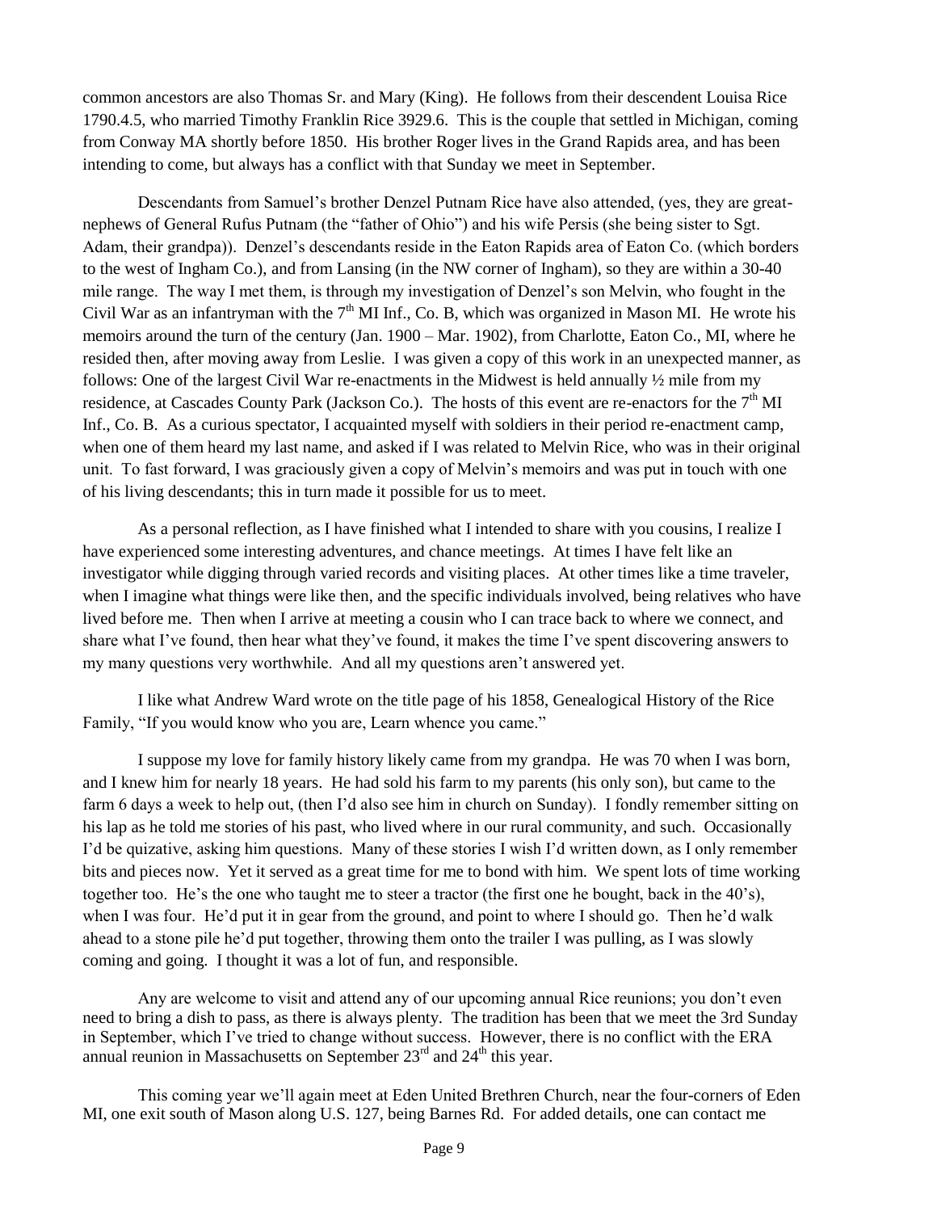common ancestors are also Thomas Sr. and Mary (King). He follows from their descendent Louisa Rice 1790.4.5, who married Timothy Franklin Rice 3929.6. This is the couple that settled in Michigan, coming from Conway MA shortly before 1850. His brother Roger lives in the Grand Rapids area, and has been intending to come, but always has a conflict with that Sunday we meet in September.

Descendants from Samuel's brother Denzel Putnam Rice have also attended, (yes, they are great-nephews of General Rufus Putnam (the "father of Ohio") and his wife Persis (she being sister to Sgt. Adam, their grandpa)). Denzel's descendants reside in the Eaton Rapids area of Eaton Co. (which borders to the west of Ingham Co.), and from Lansing (in the NW corner of Ingham), so they are within a 30-40 mile range. The way I met them, is through my investigation of Denzel's son Melvin, who fought in the Civil War as an infantryman with the 7th MI Inf., Co. B, which was organized in Mason MI. He wrote his memoirs around the turn of the century (Jan. 1900 – Mar. 1902), from Charlotte, Eaton Co., MI, where he resided then, after moving away from Leslie. I was given a copy of this work in an unexpected manner, as follows: One of the largest Civil War re-enactments in the Midwest is held annually ½ mile from my residence, at Cascades County Park (Jackson Co.). The hosts of this event are re-enactors for the 7th MI Inf., Co. B. As a curious spectator, I acquainted myself with soldiers in their period re-enactment camp, when one of them heard my last name, and asked if I was related to Melvin Rice, who was in their original unit. To fast forward, I was graciously given a copy of Melvin's memoirs and was put in touch with one of his living descendants; this in turn made it possible for us to meet.

As a personal reflection, as I have finished what I intended to share with you cousins, I realize I have experienced some interesting adventures, and chance meetings. At times I have felt like an investigator while digging through varied records and visiting places. At other times like a time traveler, when I imagine what things were like then, and the specific individuals involved, being relatives who have lived before me. Then when I arrive at meeting a cousin who I can trace back to where we connect, and share what I've found, then hear what they've found, it makes the time I've spent discovering answers to my many questions very worthwhile. And all my questions aren't answered yet.

I like what Andrew Ward wrote on the title page of his 1858, Genealogical History of the Rice Family, "If you would know who you are, Learn whence you came."

I suppose my love for family history likely came from my grandpa. He was 70 when I was born, and I knew him for nearly 18 years. He had sold his farm to my parents (his only son), but came to the farm 6 days a week to help out, (then I'd also see him in church on Sunday). I fondly remember sitting on his lap as he told me stories of his past, who lived where in our rural community, and such. Occasionally I'd be quizative, asking him questions. Many of these stories I wish I'd written down, as I only remember bits and pieces now. Yet it served as a great time for me to bond with him. We spent lots of time working together too. He's the one who taught me to steer a tractor (the first one he bought, back in the 40's), when I was four. He'd put it in gear from the ground, and point to where I should go. Then he'd walk ahead to a stone pile he'd put together, throwing them onto the trailer I was pulling, as I was slowly coming and going. I thought it was a lot of fun, and responsible.

Any are welcome to visit and attend any of our upcoming annual Rice reunions; you don't even need to bring a dish to pass, as there is always plenty. The tradition has been that we meet the 3rd Sunday in September, which I've tried to change without success. However, there is no conflict with the ERA annual reunion in Massachusetts on September 23rd and 24th this year.

This coming year we'll again meet at Eden United Brethren Church, near the four-corners of Eden MI, one exit south of Mason along U.S. 127, being Barnes Rd. For added details, one can contact me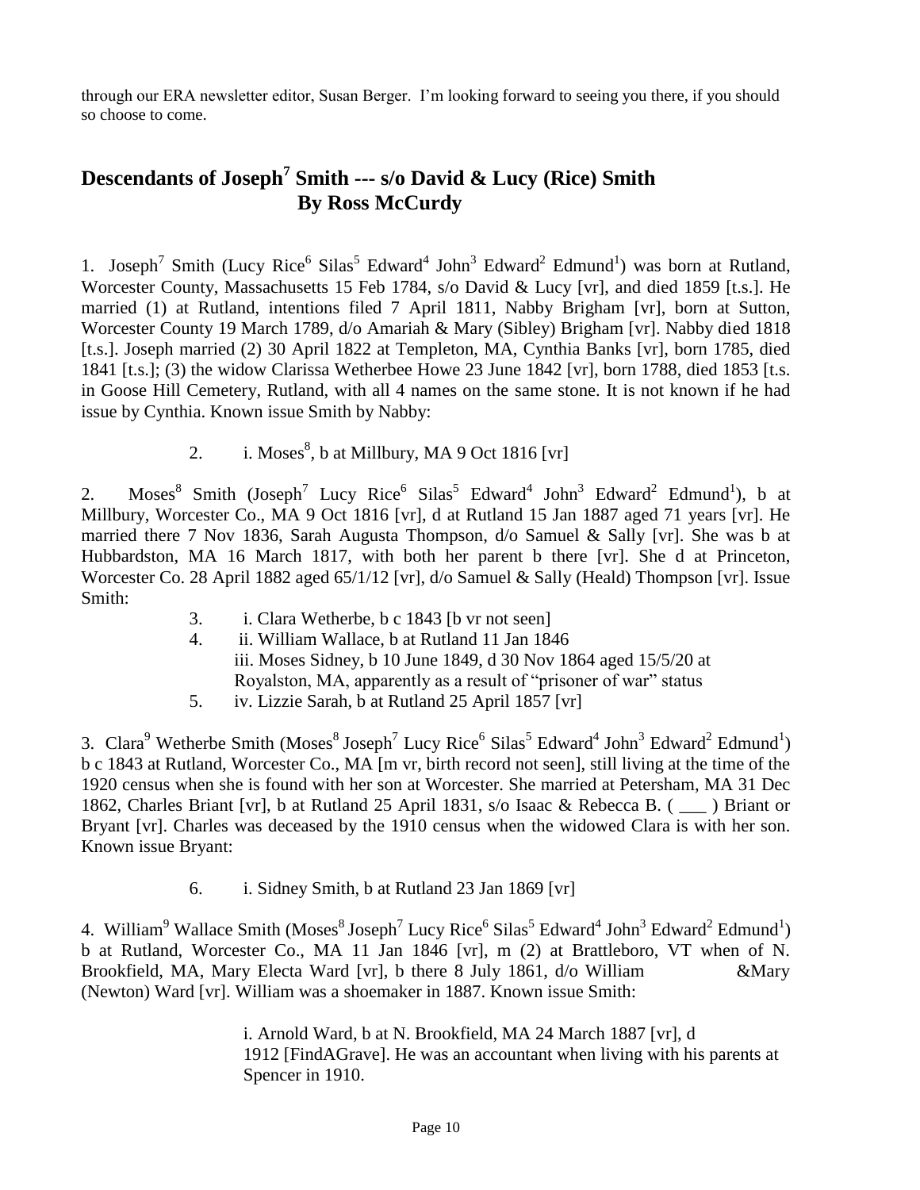through our ERA newsletter editor, Susan Berger. I'm looking forward to seeing you there, if you should so choose to come.

## Descendants of Joseph[7] Smith --- s/o David & Lucy (Rice) Smith
### By Ross McCurdy

1. Joseph[7] Smith (Lucy Rice[6] Silas[5] Edward[4] John[3] Edward[2] Edmund[1]) was born at Rutland, Worcester County, Massachusetts 15 Feb 1784, s/o David & Lucy [vr], and died 1859 [t.s.]. He married (1) at Rutland, intentions filed 7 April 1811, Nabby Brigham [vr], born at Sutton, Worcester County 19 March 1789, d/o Amariah & Mary (Sibley) Brigham [vr]. Nabby died 1818 [t.s.]. Joseph married (2) 30 April 1822 at Templeton, MA, Cynthia Banks [vr], born 1785, died 1841 [t.s.]; (3) the widow Clarissa Wetherbee Howe 23 June 1842 [vr], born 1788, died 1853 [t.s. in Goose Hill Cemetery, Rutland, with all 4 names on the same stone. It is not known if he had issue by Cynthia. Known issue Smith by Nabby:

2. i. Moses[8], b at Millbury, MA 9 Oct 1816 [vr]

2. Moses[8] Smith (Joseph[7] Lucy Rice[6] Silas[5] Edward[4] John[3] Edward[2] Edmund[1]), b at Millbury, Worcester Co., MA 9 Oct 1816 [vr], d at Rutland 15 Jan 1887 aged 71 years [vr]. He married there 7 Nov 1836, Sarah Augusta Thompson, d/o Samuel & Sally [vr]. She was b at Hubbardston, MA 16 March 1817, with both her parent b there [vr]. She d at Princeton, Worcester Co. 28 April 1882 aged 65/1/12 [vr], d/o Samuel & Sally (Heald) Thompson [vr]. Issue Smith:

3. i. Clara Wetherbe, b c 1843 [b vr not seen]
4. ii. William Wallace, b at Rutland 11 Jan 1846
   iii. Moses Sidney, b 10 June 1849, d 30 Nov 1864 aged 15/5/20 at Royalston, MA, apparently as a result of "prisoner of war" status
5. iv. Lizzie Sarah, b at Rutland 25 April 1857 [vr]

3. Clara[9] Wetherbe Smith (Moses[8] Joseph[7] Lucy Rice[6] Silas[5] Edward[4] John[3] Edward[2] Edmund[1]) b c 1843 at Rutland, Worcester Co., MA [m vr, birth record not seen], still living at the time of the 1920 census when she is found with her son at Worcester. She married at Petersham, MA 31 Dec 1862, Charles Briant [vr], b at Rutland 25 April 1831, s/o Isaac & Rebecca B. ( ___ ) Briant or Bryant [vr]. Charles was deceased by the 1910 census when the widowed Clara is with her son. Known issue Bryant:

6. i. Sidney Smith, b at Rutland 23 Jan 1869 [vr]

4. William[9] Wallace Smith (Moses[8] Joseph[7] Lucy Rice[6] Silas[5] Edward[4] John[3] Edward[2] Edmund[1]) b at Rutland, Worcester Co., MA 11 Jan 1846 [vr], m (2) at Brattleboro, VT when of N. Brookfield, MA, Mary Electa Ward [vr], b there 8 July 1861, d/o William &Mary (Newton) Ward [vr]. William was a shoemaker in 1887. Known issue Smith:

   i. Arnold Ward, b at N. Brookfield, MA 24 March 1887 [vr], d 1912 [FindAGrave]. He was an accountant when living with his parents at Spencer in 1910.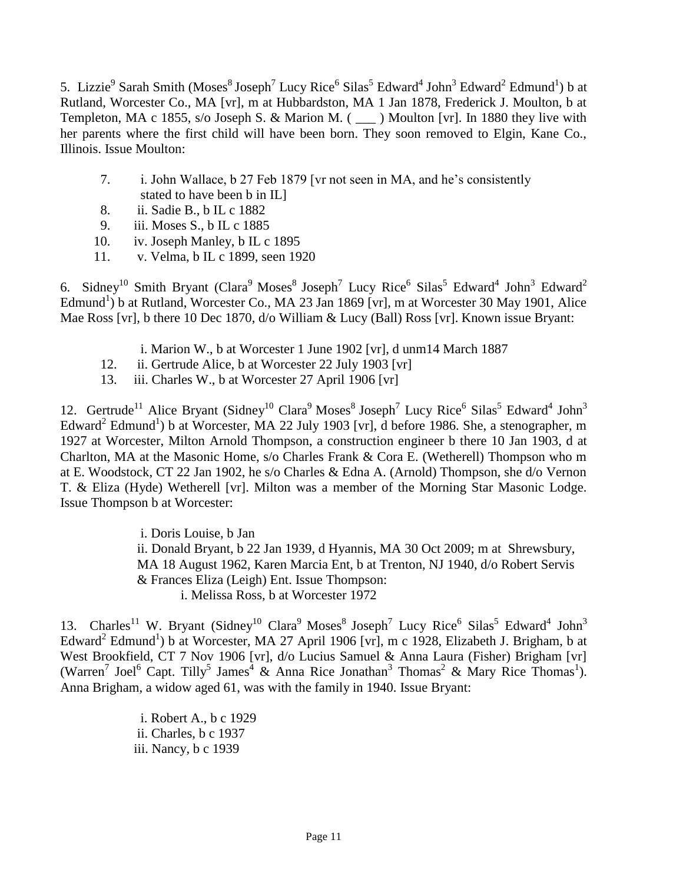5. Lizzie[9] Sarah Smith (Moses[8] Joseph[7] Lucy Rice[6] Silas[5] Edward[4] John[3] Edward[2] Edmund[1]) b at Rutland, Worcester Co., MA [vr], m at Hubbardston, MA 1 Jan 1878, Frederick J. Moulton, b at Templeton, MA c 1855, s/o Joseph S. & Marion M. ( ___ ) Moulton [vr]. In 1880 they live with her parents where the first child will have been born. They soon removed to Elgin, Kane Co., Illinois. Issue Moulton:

7. i. John Wallace, b 27 Feb 1879 [vr not seen in MA, and he's consistently stated to have been b in IL]
8. ii. Sadie B., b IL c 1882
9. iii. Moses S., b IL c 1885
10. iv. Joseph Manley, b IL c 1895
11. v. Velma, b IL c 1899, seen 1920

6. Sidney[10] Smith Bryant (Clara[9] Moses[8] Joseph[7] Lucy Rice[6] Silas[5] Edward[4] John[3] Edward[2] Edmund[1]) b at Rutland, Worcester Co., MA 23 Jan 1869 [vr], m at Worcester 30 May 1901, Alice Mae Ross [vr], b there 10 Dec 1870, d/o William & Lucy (Ball) Ross [vr]. Known issue Bryant:

i. Marion W., b at Worcester 1 June 1902 [vr], d unm14 March 1887
12. ii. Gertrude Alice, b at Worcester 22 July 1903 [vr]
13. iii. Charles W., b at Worcester 27 April 1906 [vr]

12. Gertrude[11] Alice Bryant (Sidney[10] Clara[9] Moses[8] Joseph[7] Lucy Rice[6] Silas[5] Edward[4] John[3] Edward[2] Edmund[1]) b at Worcester, MA 22 July 1903 [vr], d before 1986. She, a stenographer, m 1927 at Worcester, Milton Arnold Thompson, a construction engineer b there 10 Jan 1903, d at Charlton, MA at the Masonic Home, s/o Charles Frank & Cora E. (Wetherell) Thompson who m at E. Woodstock, CT 22 Jan 1902, he s/o Charles & Edna A. (Arnold) Thompson, she d/o Vernon T. & Eliza (Hyde) Wetherell [vr]. Milton was a member of the Morning Star Masonic Lodge. Issue Thompson b at Worcester:

i. Doris Louise, b Jan
ii. Donald Bryant, b 22 Jan 1939, d Hyannis, MA 30 Oct 2009; m at Shrewsbury, MA 18 August 1962, Karen Marcia Ent, b at Trenton, NJ 1940, d/o Robert Servis & Frances Eliza (Leigh) Ent. Issue Thompson:
    i. Melissa Ross, b at Worcester 1972

13. Charles[11] W. Bryant (Sidney[10] Clara[9] Moses[8] Joseph[7] Lucy Rice[6] Silas[5] Edward[4] John[3] Edward[2] Edmund[1]) b at Worcester, MA 27 April 1906 [vr], m c 1928, Elizabeth J. Brigham, b at West Brookfield, CT 7 Nov 1906 [vr], d/o Lucius Samuel & Anna Laura (Fisher) Brigham [vr] (Warren[7] Joel[6] Capt. Tilly[5] James[4] & Anna Rice Jonathan[3] Thomas[2] & Mary Rice Thomas[1]). Anna Brigham, a widow aged 61, was with the family in 1940. Issue Bryant:

i. Robert A., b c 1929
ii. Charles, b c 1937
iii. Nancy, b c 1939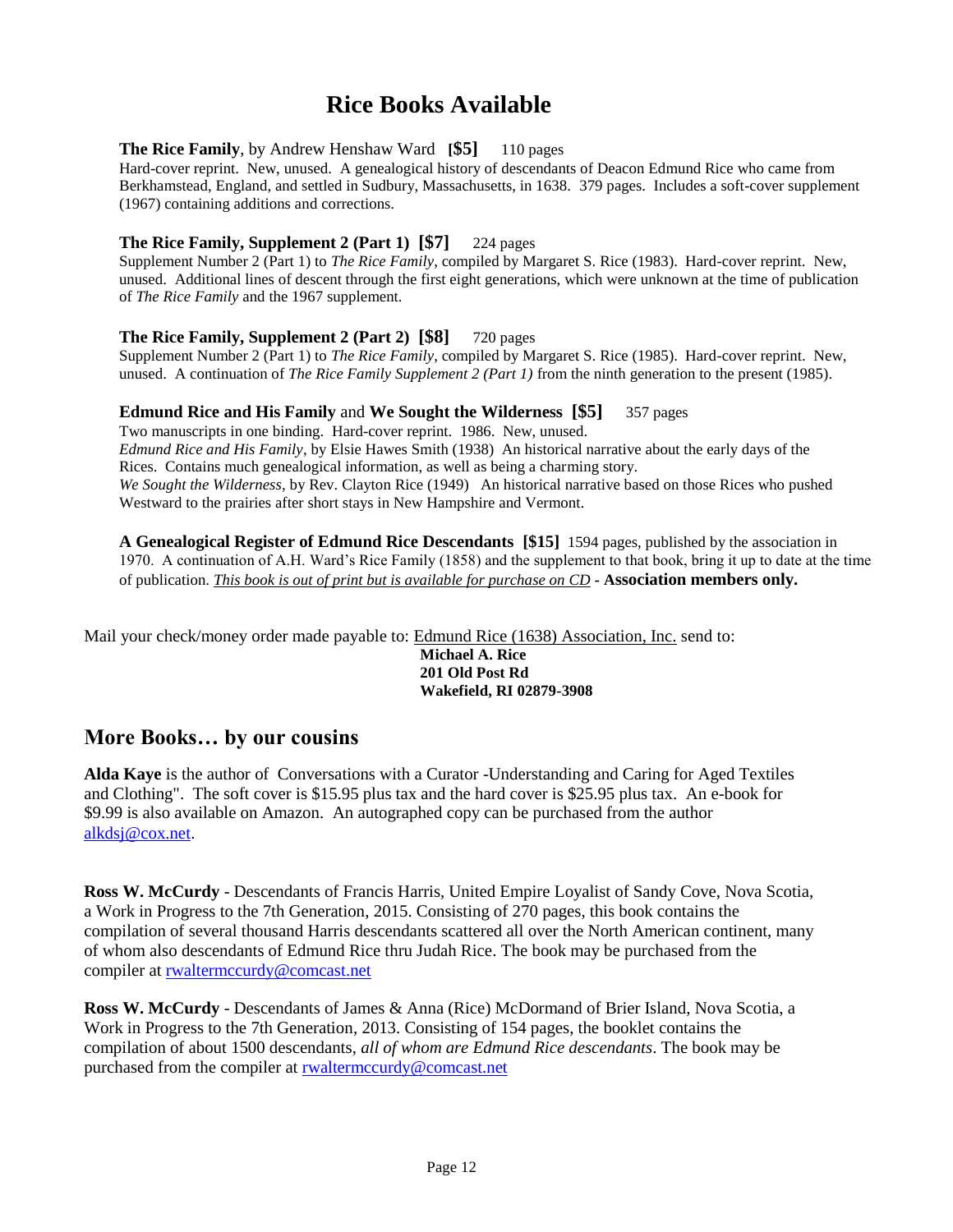# Rice Books Available

**The Rice Family**, by Andrew Henshaw Ward **[$5]** 110 pages
Hard-cover reprint. New, unused. A genealogical history of descendants of Deacon Edmund Rice who came from Berkhamstead, England, and settled in Sudbury, Massachusetts, in 1638. 379 pages. Includes a soft-cover supplement (1967) containing additions and corrections.

**The Rice Family, Supplement 2 (Part 1) [$7]** 224 pages
Supplement Number 2 (Part 1) to *The Rice Family*, compiled by Margaret S. Rice (1983). Hard-cover reprint. New, unused. Additional lines of descent through the first eight generations, which were unknown at the time of publication of *The Rice Family* and the 1967 supplement.

**The Rice Family, Supplement 2 (Part 2) [$8]** 720 pages
Supplement Number 2 (Part 1) to *The Rice Family*, compiled by Margaret S. Rice (1985). Hard-cover reprint. New, unused. A continuation of *The Rice Family Supplement 2 (Part 1)* from the ninth generation to the present (1985).

**Edmund Rice and His Family** and **We Sought the Wilderness [$5]** 357 pages
Two manuscripts in one binding. Hard-cover reprint. 1986. New, unused.
*Edmund Rice and His Family*, by Elsie Hawes Smith (1938) An historical narrative about the early days of the Rices. Contains much genealogical information, as well as being a charming story.
*We Sought the Wilderness*, by Rev. Clayton Rice (1949) An historical narrative based on those Rices who pushed Westward to the prairies after short stays in New Hampshire and Vermont.

**A Genealogical Register of Edmund Rice Descendants [$15]** 1594 pages, published by the association in 1970. A continuation of A.H. Ward's Rice Family (1858) and the supplement to that book, bring it up to date at the time of publication. *This book is out of print but is available for purchase on CD* - **Association members only.**

Mail your check/money order made payable to: Edmund Rice (1638) Association, Inc. send to:

**Michael A. Rice**
**201 Old Post Rd**
**Wakefield, RI 02879-3908**

## More Books… by our cousins

**Alda Kaye** is the author of Conversations with a Curator -Understanding and Caring for Aged Textiles and Clothing". The soft cover is $15.95 plus tax and the hard cover is $25.95 plus tax. An e-book for $9.99 is also available on Amazon. An autographed copy can be purchased from the author alkdsj@cox.net.

**Ross W. McCurdy** - Descendants of Francis Harris, United Empire Loyalist of Sandy Cove, Nova Scotia, a Work in Progress to the 7th Generation, 2015. Consisting of 270 pages, this book contains the compilation of several thousand Harris descendants scattered all over the North American continent, many of whom also descendants of Edmund Rice thru Judah Rice. The book may be purchased from the compiler at rwaltermccurdy@comcast.net

**Ross W. McCurdy** - Descendants of James & Anna (Rice) McDormand of Brier Island, Nova Scotia, a Work in Progress to the 7th Generation, 2013. Consisting of 154 pages, the booklet contains the compilation of about 1500 descendants, *all of whom are Edmund Rice descendants*. The book may be purchased from the compiler at rwaltermccurdy@comcast.net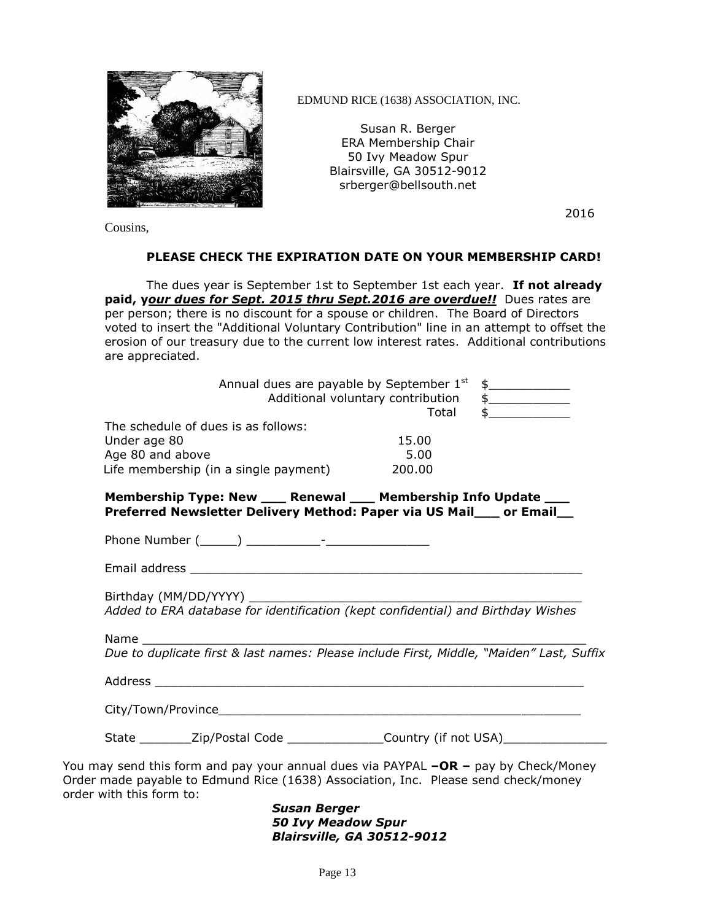EDMUND RICE (1638) ASSOCIATION, INC.

Susan R. Berger
ERA Membership Chair
50 Ivy Meadow Spur
Blairsville, GA 30512-9012
srberger@bellsouth.net

2016

Cousins,

**PLEASE CHECK THE EXPIRATION DATE ON YOUR MEMBERSHIP CARD!**

The dues year is September 1st to September 1st each year. **If not already paid, y*our dues for Sept. 2015 thru Sept.2016 are overdue!!*** Dues rates are per person; there is no discount for a spouse or children. The Board of Directors voted to insert the "Additional Voluntary Contribution" line in an attempt to offset the erosion of our treasury due to the current low interest rates. Additional contributions are appreciated.

Annual dues are payable by September 1st $___________
Additional voluntary contribution $___________
Total $___________

The schedule of dues is as follows:

| | |
|---|---|
| Under age 80 | 15.00 |
| Age 80 and above | 5.00 |
| Life membership (in a single payment) | 200.00 |

**Membership Type: New ___ Renewal ___ Membership Info Update ___**
**Preferred Newsletter Delivery Method: Paper via US Mail___ or Email__**

Phone Number (_____) __________-______________

Email address ______________________________________________________

Birthday (MM/DD/YYYY) ____________________________________________
*Added to ERA database for identification (kept confidential) and Birthday Wishes*

Name _____________________________________________________________
*Due to duplicate first & last names: Please include First, Middle, "Maiden" Last, Suffix*

Address ___________________________________________________________

City/Town/Province__________________________________________________

State _______Zip/Postal Code _____________Country (if not USA)______________

You may send this form and pay your annual dues via PAYPAL **–OR –** pay by Check/Money Order made payable to Edmund Rice (1638) Association, Inc. Please send check/money order with this form to:

***Susan Berger***
***50 Ivy Meadow Spur***
***Blairsville, GA 30512-9012***